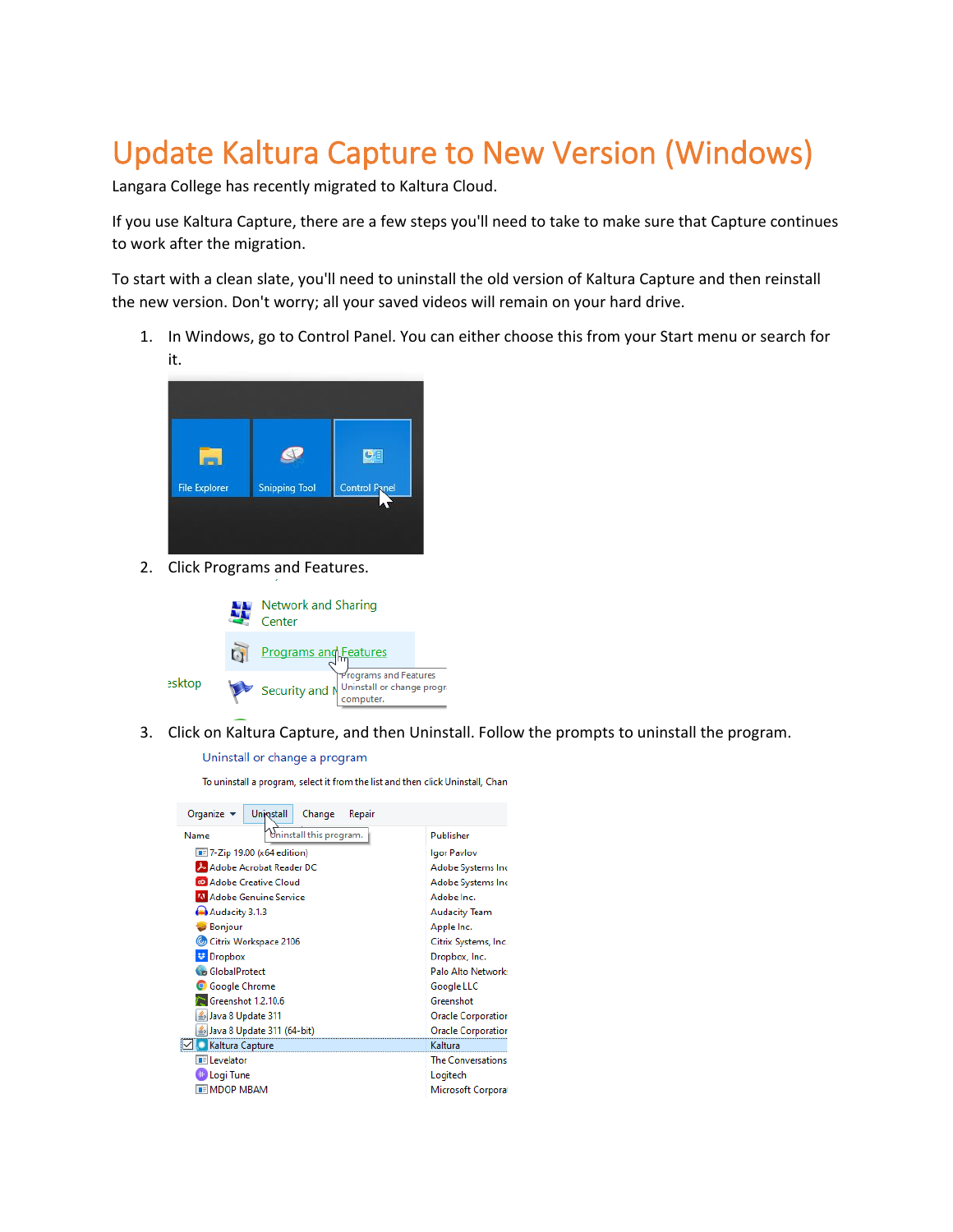# Update Kaltura Capture to New Version (Windows)

Langara College has recently migrated to Kaltura Cloud.

If you use Kaltura Capture, there are a few steps you'll need to take to make sure that Capture continues to work after the migration.

To start with a clean slate, you'll need to uninstall the old version of Kaltura Capture and then reinstall the new version. Don't worry; all your saved videos will remain on your hard drive.

1. In Windows, go to Control Panel. You can either choose this from your Start menu or search for it.
2. Click Programs and Features.
3. Click on Kaltura Capture, and then Uninstall. Follow the prompts to uninstall the program.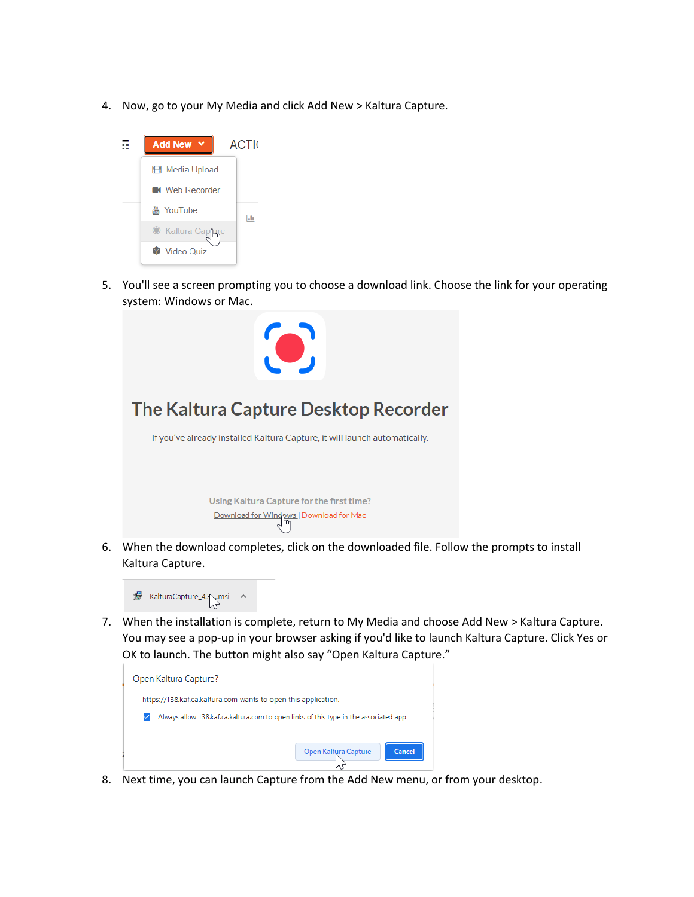4. Now, go to your My Media and click Add New > Kaltura Capture.

5. You'll see a screen prompting you to choose a download link. Choose the link for your operating system: Windows or Mac.

6. When the download completes, click on the downloaded file. Follow the prompts to install Kaltura Capture.

7. When the installation is complete, return to My Media and choose Add New > Kaltura Capture. You may see a pop-up in your browser asking if you'd like to launch Kaltura Capture. Click Yes or OK to launch. The button might also say "Open Kaltura Capture."

8. Next time, you can launch Capture from the Add New menu, or from your desktop.